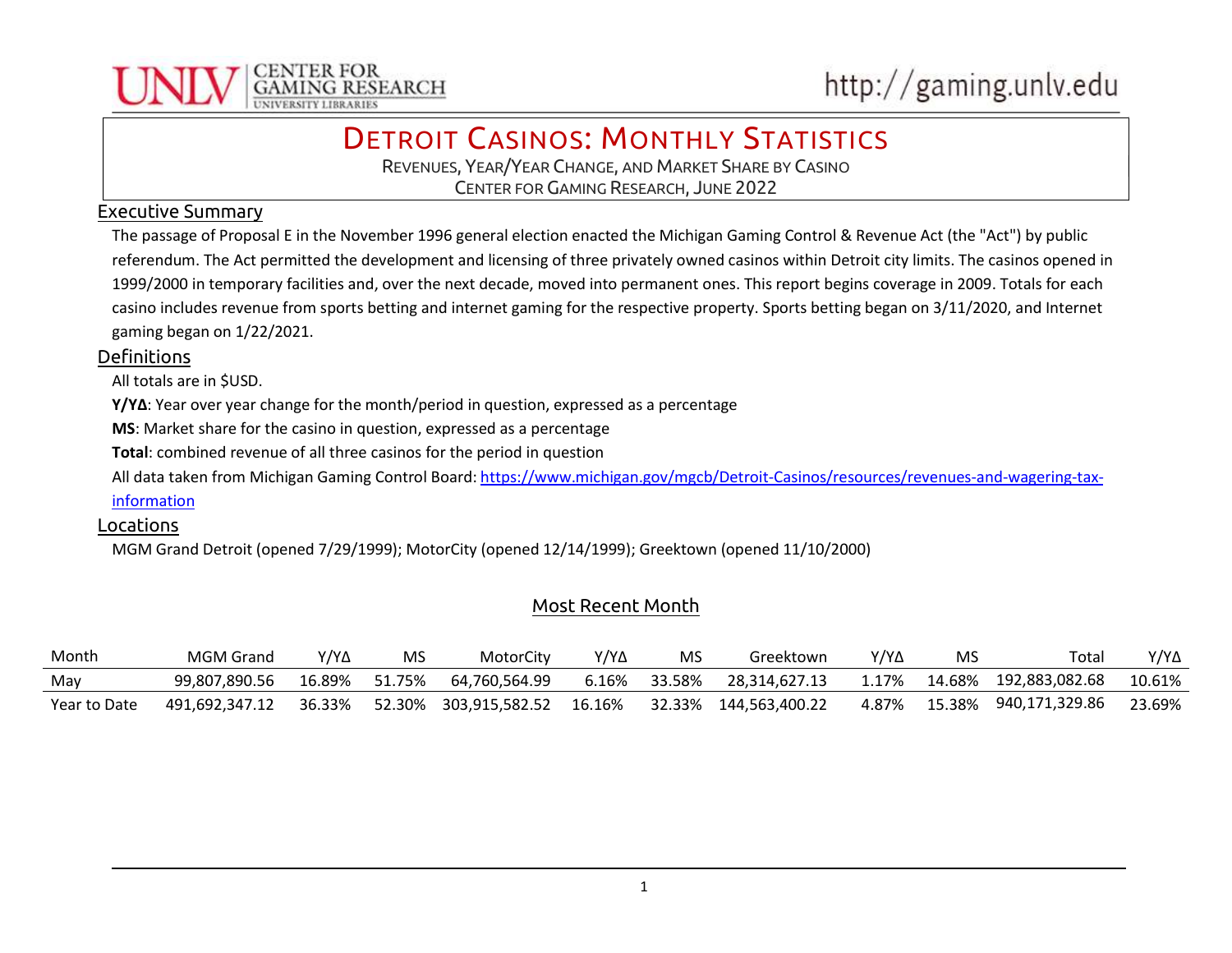# Detroit Casinos: Monthly Statistics

Revenues, Year/Year Change, and Market Share by Casino

Center for Gaming Research, June 2022

## Executive Summary

The passage of Proposal E in the November 1996 general election enacted the Michigan Gaming Control & Revenue Act (the "Act") by public referendum. The Act permitted the development and licensing of three privately owned casinos within Detroit city limits. The casinos opened in 1999/2000 in temporary facilities and, over the next decade, moved into permanent ones. This report begins coverage in 2009. Totals for each casino includes revenue from sports betting and internet gaming for the respective property. Sports betting began on 3/11/2020, and Internet gaming began on 1/22/2021.

## Definitions

All totals are in $USD.

**Y/YΔ**: Year over year change for the month/period in question, expressed as a percentage

**MS**: Market share for the casino in question, expressed as a percentage

**Total**: combined revenue of all three casinos for the period in question

All data taken from Michigan Gaming Control Board: https://www.michigan.gov/mgcb/Detroit-Casinos/resources/revenues-and-wagering-tax-information

## Locations

MGM Grand Detroit (opened 7/29/1999); MotorCity (opened 12/14/1999); Greektown (opened 11/10/2000)

## Most Recent Month

| Month | MGM Grand | Y/YΔ | MS | MotorCity | Y/YΔ | MS | Greektown | Y/YΔ | MS | Total | Y/YΔ |
|---|---|---|---|---|---|---|---|---|---|---|---|
| May | 99,807,890.56 | 16.89% | 51.75% | 64,760,564.99 | 6.16% | 33.58% | 28,314,627.13 | 1.17% | 14.68% | 192,883,082.68 | 10.61% |
| Year to Date | 491,692,347.12 | 36.33% | 52.30% | 303,915,582.52 | 16.16% | 32.33% | 144,563,400.22 | 4.87% | 15.38% | 940,171,329.86 | 23.69% |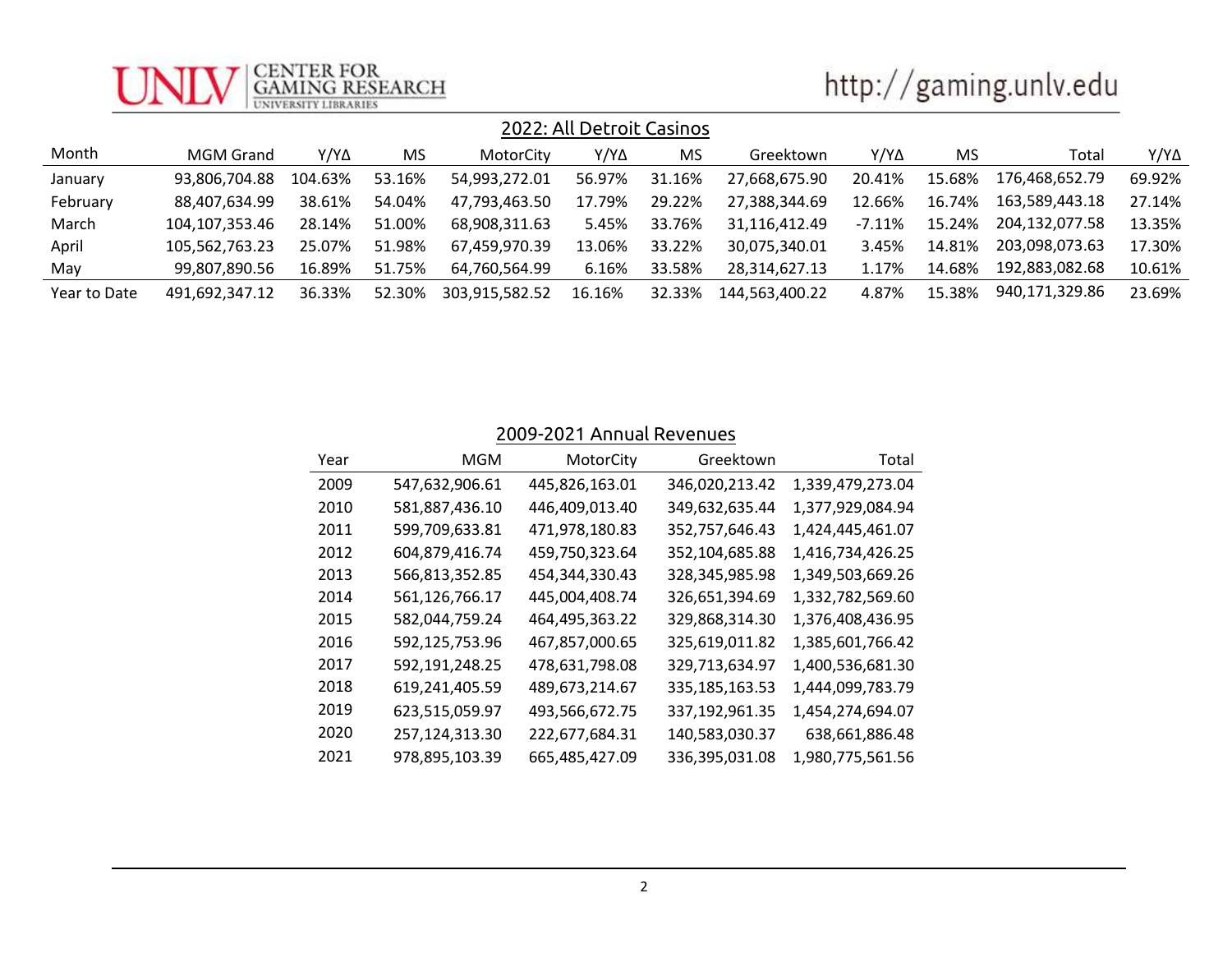## 2022: All Detroit Casinos

| Month | MGM Grand | Y/YΔ | MS | MotorCity | Y/YΔ | MS | Greektown | Y/YΔ | MS | Total | Y/YΔ |
|---|---|---|---|---|---|---|---|---|---|---|---|
| January | 93,806,704.88 | 104.63% | 53.16% | 54,993,272.01 | 56.97% | 31.16% | 27,668,675.90 | 20.41% | 15.68% | 176,468,652.79 | 69.92% |
| February | 88,407,634.99 | 38.61% | 54.04% | 47,793,463.50 | 17.79% | 29.22% | 27,388,344.69 | 12.66% | 16.74% | 163,589,443.18 | 27.14% |
| March | 104,107,353.46 | 28.14% | 51.00% | 68,908,311.63 | 5.45% | 33.76% | 31,116,412.49 | -7.11% | 15.24% | 204,132,077.58 | 13.35% |
| April | 105,562,763.23 | 25.07% | 51.98% | 67,459,970.39 | 13.06% | 33.22% | 30,075,340.01 | 3.45% | 14.81% | 203,098,073.63 | 17.30% |
| May | 99,807,890.56 | 16.89% | 51.75% | 64,760,564.99 | 6.16% | 33.58% | 28,314,627.13 | 1.17% | 14.68% | 192,883,082.68 | 10.61% |
| Year to Date | 491,692,347.12 | 36.33% | 52.30% | 303,915,582.52 | 16.16% | 32.33% | 144,563,400.22 | 4.87% | 15.38% | 940,171,329.86 | 23.69% |

## 2009-2021 Annual Revenues

| Year | MGM | MotorCity | Greektown | Total |
|---|---|---|---|---|
| 2009 | 547,632,906.61 | 445,826,163.01 | 346,020,213.42 | 1,339,479,273.04 |
| 2010 | 581,887,436.10 | 446,409,013.40 | 349,632,635.44 | 1,377,929,084.94 |
| 2011 | 599,709,633.81 | 471,978,180.83 | 352,757,646.43 | 1,424,445,461.07 |
| 2012 | 604,879,416.74 | 459,750,323.64 | 352,104,685.88 | 1,416,734,426.25 |
| 2013 | 566,813,352.85 | 454,344,330.43 | 328,345,985.98 | 1,349,503,669.26 |
| 2014 | 561,126,766.17 | 445,004,408.74 | 326,651,394.69 | 1,332,782,569.60 |
| 2015 | 582,044,759.24 | 464,495,363.22 | 329,868,314.30 | 1,376,408,436.95 |
| 2016 | 592,125,753.96 | 467,857,000.65 | 325,619,011.82 | 1,385,601,766.42 |
| 2017 | 592,191,248.25 | 478,631,798.08 | 329,713,634.97 | 1,400,536,681.30 |
| 2018 | 619,241,405.59 | 489,673,214.67 | 335,185,163.53 | 1,444,099,783.79 |
| 2019 | 623,515,059.97 | 493,566,672.75 | 337,192,961.35 | 1,454,274,694.07 |
| 2020 | 257,124,313.30 | 222,677,684.31 | 140,583,030.37 | 638,661,886.48 |
| 2021 | 978,895,103.39 | 665,485,427.09 | 336,395,031.08 | 1,980,775,561.56 |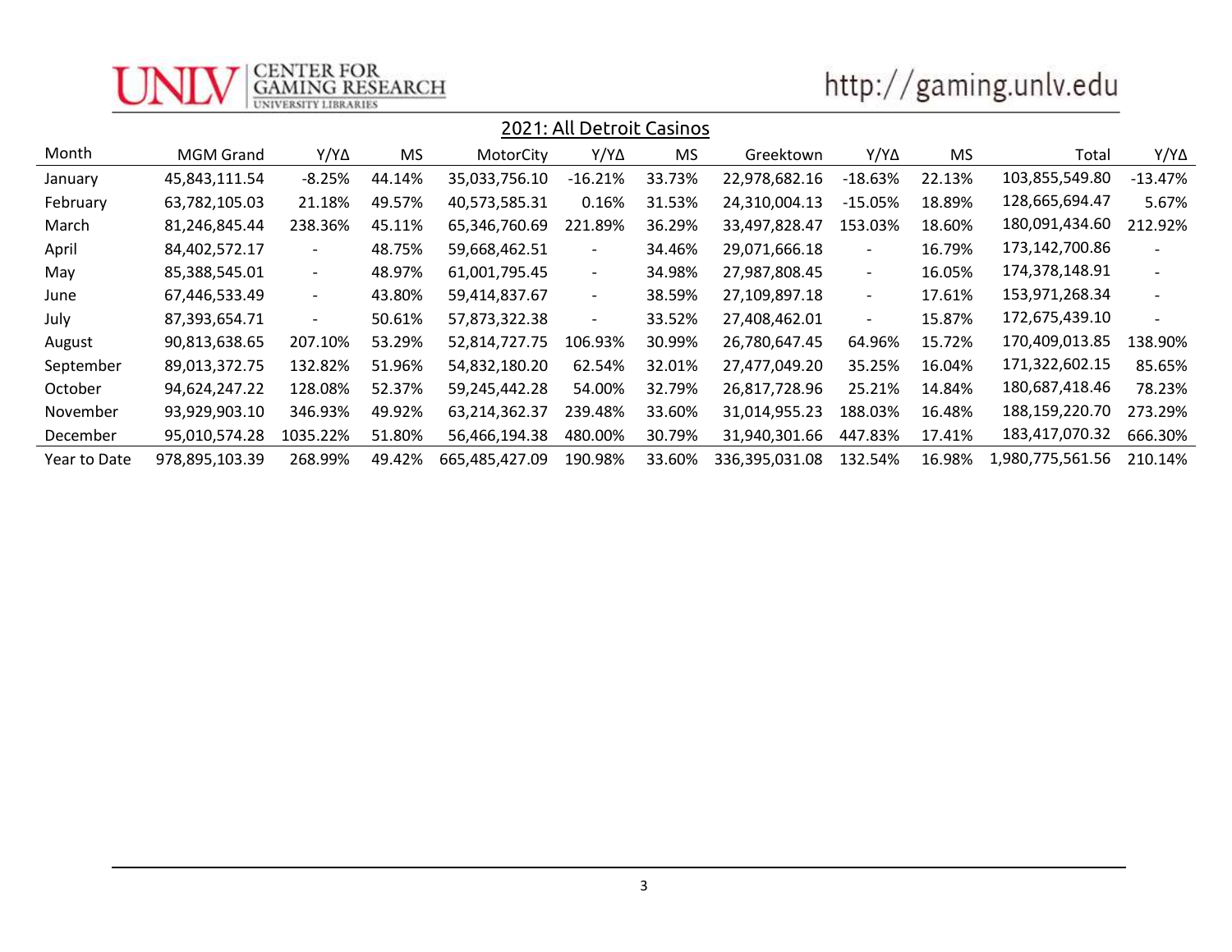## 2021: All Detroit Casinos

| Month | MGM Grand | Y/YΔ | MS | MotorCity | Y/YΔ | MS | Greektown | Y/YΔ | MS | Total | Y/YΔ |
|---|---|---|---|---|---|---|---|---|---|---|---|
| January | 45,843,111.54 | -8.25% | 44.14% | 35,033,756.10 | -16.21% | 33.73% | 22,978,682.16 | -18.63% | 22.13% | 103,855,549.80 | -13.47% |
| February | 63,782,105.03 | 21.18% | 49.57% | 40,573,585.31 | 0.16% | 31.53% | 24,310,004.13 | -15.05% | 18.89% | 128,665,694.47 | 5.67% |
| March | 81,246,845.44 | 238.36% | 45.11% | 65,346,760.69 | 221.89% | 36.29% | 33,497,828.47 | 153.03% | 18.60% | 180,091,434.60 | 212.92% |
| April | 84,402,572.17 | - | 48.75% | 59,668,462.51 | - | 34.46% | 29,071,666.18 | - | 16.79% | 173,142,700.86 | - |
| May | 85,388,545.01 | - | 48.97% | 61,001,795.45 | - | 34.98% | 27,987,808.45 | - | 16.05% | 174,378,148.91 | - |
| June | 67,446,533.49 | - | 43.80% | 59,414,837.67 | - | 38.59% | 27,109,897.18 | - | 17.61% | 153,971,268.34 | - |
| July | 87,393,654.71 | - | 50.61% | 57,873,322.38 | - | 33.52% | 27,408,462.01 | - | 15.87% | 172,675,439.10 | - |
| August | 90,813,638.65 | 207.10% | 53.29% | 52,814,727.75 | 106.93% | 30.99% | 26,780,647.45 | 64.96% | 15.72% | 170,409,013.85 | 138.90% |
| September | 89,013,372.75 | 132.82% | 51.96% | 54,832,180.20 | 62.54% | 32.01% | 27,477,049.20 | 35.25% | 16.04% | 171,322,602.15 | 85.65% |
| October | 94,624,247.22 | 128.08% | 52.37% | 59,245,442.28 | 54.00% | 32.79% | 26,817,728.96 | 25.21% | 14.84% | 180,687,418.46 | 78.23% |
| November | 93,929,903.10 | 346.93% | 49.92% | 63,214,362.37 | 239.48% | 33.60% | 31,014,955.23 | 188.03% | 16.48% | 188,159,220.70 | 273.29% |
| December | 95,010,574.28 | 1035.22% | 51.80% | 56,466,194.38 | 480.00% | 30.79% | 31,940,301.66 | 447.83% | 17.41% | 183,417,070.32 | 666.30% |
| Year to Date | 978,895,103.39 | 268.99% | 49.42% | 665,485,427.09 | 190.98% | 33.60% | 336,395,031.08 | 132.54% | 16.98% | 1,980,775,561.56 | 210.14% |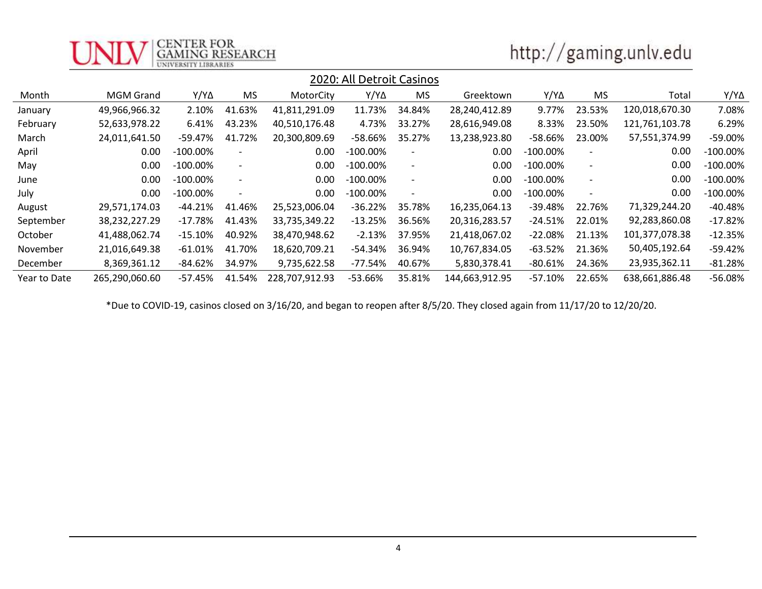## 2020: All Detroit Casinos

| Month | MGM Grand | Y/YΔ | MS | MotorCity | Y/YΔ | MS | Greektown | Y/YΔ | MS | Total | Y/YΔ |
|---|---|---|---|---|---|---|---|---|---|---|---|
| January | 49,966,966.32 | 2.10% | 41.63% | 41,811,291.09 | 11.73% | 34.84% | 28,240,412.89 | 9.77% | 23.53% | 120,018,670.30 | 7.08% |
| February | 52,633,978.22 | 6.41% | 43.23% | 40,510,176.48 | 4.73% | 33.27% | 28,616,949.08 | 8.33% | 23.50% | 121,761,103.78 | 6.29% |
| March | 24,011,641.50 | -59.47% | 41.72% | 20,300,809.69 | -58.66% | 35.27% | 13,238,923.80 | -58.66% | 23.00% | 57,551,374.99 | -59.00% |
| April | 0.00 | -100.00% | - | 0.00 | -100.00% | - | 0.00 | -100.00% | - | 0.00 | -100.00% |
| May | 0.00 | -100.00% | - | 0.00 | -100.00% | - | 0.00 | -100.00% | - | 0.00 | -100.00% |
| June | 0.00 | -100.00% | - | 0.00 | -100.00% | - | 0.00 | -100.00% | - | 0.00 | -100.00% |
| July | 0.00 | -100.00% | - | 0.00 | -100.00% | - | 0.00 | -100.00% | - | 0.00 | -100.00% |
| August | 29,571,174.03 | -44.21% | 41.46% | 25,523,006.04 | -36.22% | 35.78% | 16,235,064.13 | -39.48% | 22.76% | 71,329,244.20 | -40.48% |
| September | 38,232,227.29 | -17.78% | 41.43% | 33,735,349.22 | -13.25% | 36.56% | 20,316,283.57 | -24.51% | 22.01% | 92,283,860.08 | -17.82% |
| October | 41,488,062.74 | -15.10% | 40.92% | 38,470,948.62 | -2.13% | 37.95% | 21,418,067.02 | -22.08% | 21.13% | 101,377,078.38 | -12.35% |
| November | 21,016,649.38 | -61.01% | 41.70% | 18,620,709.21 | -54.34% | 36.94% | 10,767,834.05 | -63.52% | 21.36% | 50,405,192.64 | -59.42% |
| December | 8,369,361.12 | -84.62% | 34.97% | 9,735,622.58 | -77.54% | 40.67% | 5,830,378.41 | -80.61% | 24.36% | 23,935,362.11 | -81.28% |
| Year to Date | 265,290,060.60 | -57.45% | 41.54% | 228,707,912.93 | -53.66% | 35.81% | 144,663,912.95 | -57.10% | 22.65% | 638,661,886.48 | -56.08% |

*Due to COVID-19, casinos closed on 3/16/20, and began to reopen after 8/5/20. They closed again from 11/17/20 to 12/20/20.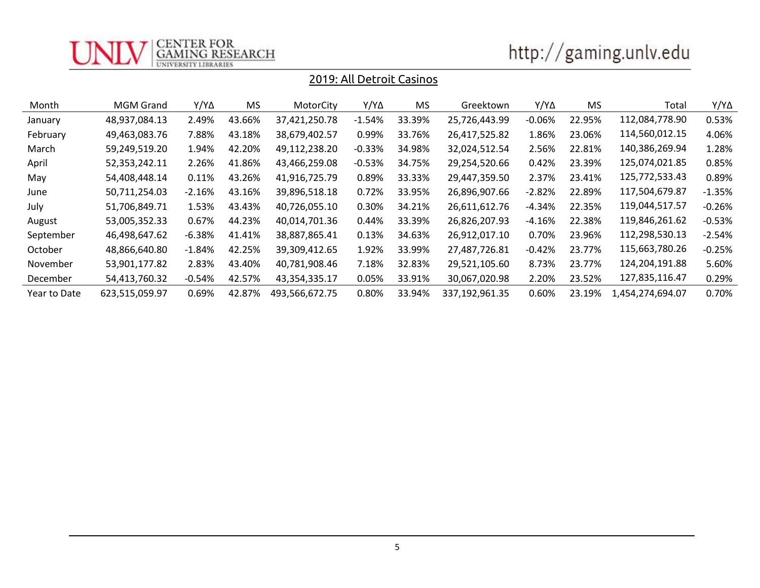## 2019: All Detroit Casinos

| Month | MGM Grand | Y/YΔ | MS | MotorCity | Y/YΔ | MS | Greektown | Y/YΔ | MS | Total | Y/YΔ |
|---|---|---|---|---|---|---|---|---|---|---|---|
| January | 48,937,084.13 | 2.49% | 43.66% | 37,421,250.78 | -1.54% | 33.39% | 25,726,443.99 | -0.06% | 22.95% | 112,084,778.90 | 0.53% |
| February | 49,463,083.76 | 7.88% | 43.18% | 38,679,402.57 | 0.99% | 33.76% | 26,417,525.82 | 1.86% | 23.06% | 114,560,012.15 | 4.06% |
| March | 59,249,519.20 | 1.94% | 42.20% | 49,112,238.20 | -0.33% | 34.98% | 32,024,512.54 | 2.56% | 22.81% | 140,386,269.94 | 1.28% |
| April | 52,353,242.11 | 2.26% | 41.86% | 43,466,259.08 | -0.53% | 34.75% | 29,254,520.66 | 0.42% | 23.39% | 125,074,021.85 | 0.85% |
| May | 54,408,448.14 | 0.11% | 43.26% | 41,916,725.79 | 0.89% | 33.33% | 29,447,359.50 | 2.37% | 23.41% | 125,772,533.43 | 0.89% |
| June | 50,711,254.03 | -2.16% | 43.16% | 39,896,518.18 | 0.72% | 33.95% | 26,896,907.66 | -2.82% | 22.89% | 117,504,679.87 | -1.35% |
| July | 51,706,849.71 | 1.53% | 43.43% | 40,726,055.10 | 0.30% | 34.21% | 26,611,612.76 | -4.34% | 22.35% | 119,044,517.57 | -0.26% |
| August | 53,005,352.33 | 0.67% | 44.23% | 40,014,701.36 | 0.44% | 33.39% | 26,826,207.93 | -4.16% | 22.38% | 119,846,261.62 | -0.53% |
| September | 46,498,647.62 | -6.38% | 41.41% | 38,887,865.41 | 0.13% | 34.63% | 26,912,017.10 | 0.70% | 23.96% | 112,298,530.13 | -2.54% |
| October | 48,866,640.80 | -1.84% | 42.25% | 39,309,412.65 | 1.92% | 33.99% | 27,487,726.81 | -0.42% | 23.77% | 115,663,780.26 | -0.25% |
| November | 53,901,177.82 | 2.83% | 43.40% | 40,781,908.46 | 7.18% | 32.83% | 29,521,105.60 | 8.73% | 23.77% | 124,204,191.88 | 5.60% |
| December | 54,413,760.32 | -0.54% | 42.57% | 43,354,335.17 | 0.05% | 33.91% | 30,067,020.98 | 2.20% | 23.52% | 127,835,116.47 | 0.29% |
| Year to Date | 623,515,059.97 | 0.69% | 42.87% | 493,566,672.75 | 0.80% | 33.94% | 337,192,961.35 | 0.60% | 23.19% | 1,454,274,694.07 | 0.70% |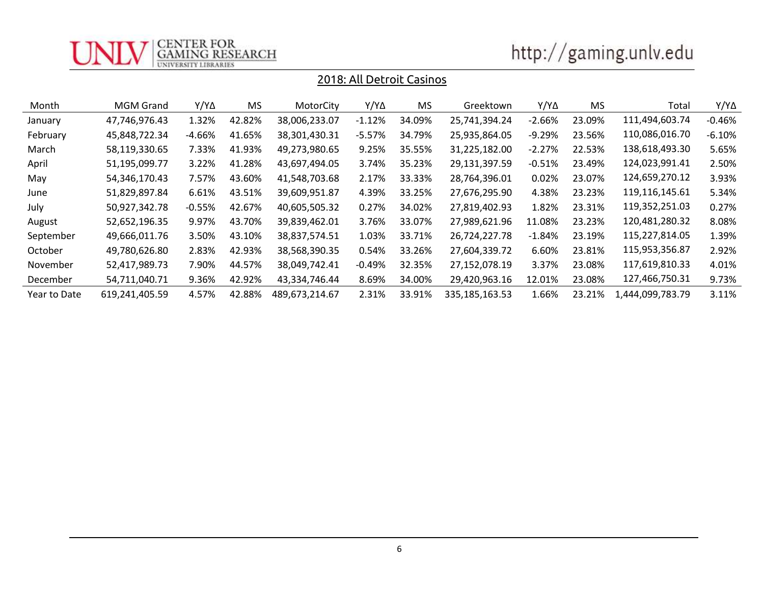## 2018: All Detroit Casinos

| Month | MGM Grand | Y/YΔ | MS | MotorCity | Y/YΔ | MS | Greektown | Y/YΔ | MS | Total | Y/YΔ |
|---|---|---|---|---|---|---|---|---|---|---|---|
| January | 47,746,976.43 | 1.32% | 42.82% | 38,006,233.07 | -1.12% | 34.09% | 25,741,394.24 | -2.66% | 23.09% | 111,494,603.74 | -0.46% |
| February | 45,848,722.34 | -4.66% | 41.65% | 38,301,430.31 | -5.57% | 34.79% | 25,935,864.05 | -9.29% | 23.56% | 110,086,016.70 | -6.10% |
| March | 58,119,330.65 | 7.33% | 41.93% | 49,273,980.65 | 9.25% | 35.55% | 31,225,182.00 | -2.27% | 22.53% | 138,618,493.30 | 5.65% |
| April | 51,195,099.77 | 3.22% | 41.28% | 43,697,494.05 | 3.74% | 35.23% | 29,131,397.59 | -0.51% | 23.49% | 124,023,991.41 | 2.50% |
| May | 54,346,170.43 | 7.57% | 43.60% | 41,548,703.68 | 2.17% | 33.33% | 28,764,396.01 | 0.02% | 23.07% | 124,659,270.12 | 3.93% |
| June | 51,829,897.84 | 6.61% | 43.51% | 39,609,951.87 | 4.39% | 33.25% | 27,676,295.90 | 4.38% | 23.23% | 119,116,145.61 | 5.34% |
| July | 50,927,342.78 | -0.55% | 42.67% | 40,605,505.32 | 0.27% | 34.02% | 27,819,402.93 | 1.82% | 23.31% | 119,352,251.03 | 0.27% |
| August | 52,652,196.35 | 9.97% | 43.70% | 39,839,462.01 | 3.76% | 33.07% | 27,989,621.96 | 11.08% | 23.23% | 120,481,280.32 | 8.08% |
| September | 49,666,011.76 | 3.50% | 43.10% | 38,837,574.51 | 1.03% | 33.71% | 26,724,227.78 | -1.84% | 23.19% | 115,227,814.05 | 1.39% |
| October | 49,780,626.80 | 2.83% | 42.93% | 38,568,390.35 | 0.54% | 33.26% | 27,604,339.72 | 6.60% | 23.81% | 115,953,356.87 | 2.92% |
| November | 52,417,989.73 | 7.90% | 44.57% | 38,049,742.41 | -0.49% | 32.35% | 27,152,078.19 | 3.37% | 23.08% | 117,619,810.33 | 4.01% |
| December | 54,711,040.71 | 9.36% | 42.92% | 43,334,746.44 | 8.69% | 34.00% | 29,420,963.16 | 12.01% | 23.08% | 127,466,750.31 | 9.73% |
| Year to Date | 619,241,405.59 | 4.57% | 42.88% | 489,673,214.67 | 2.31% | 33.91% | 335,185,163.53 | 1.66% | 23.21% | 1,444,099,783.79 | 3.11% |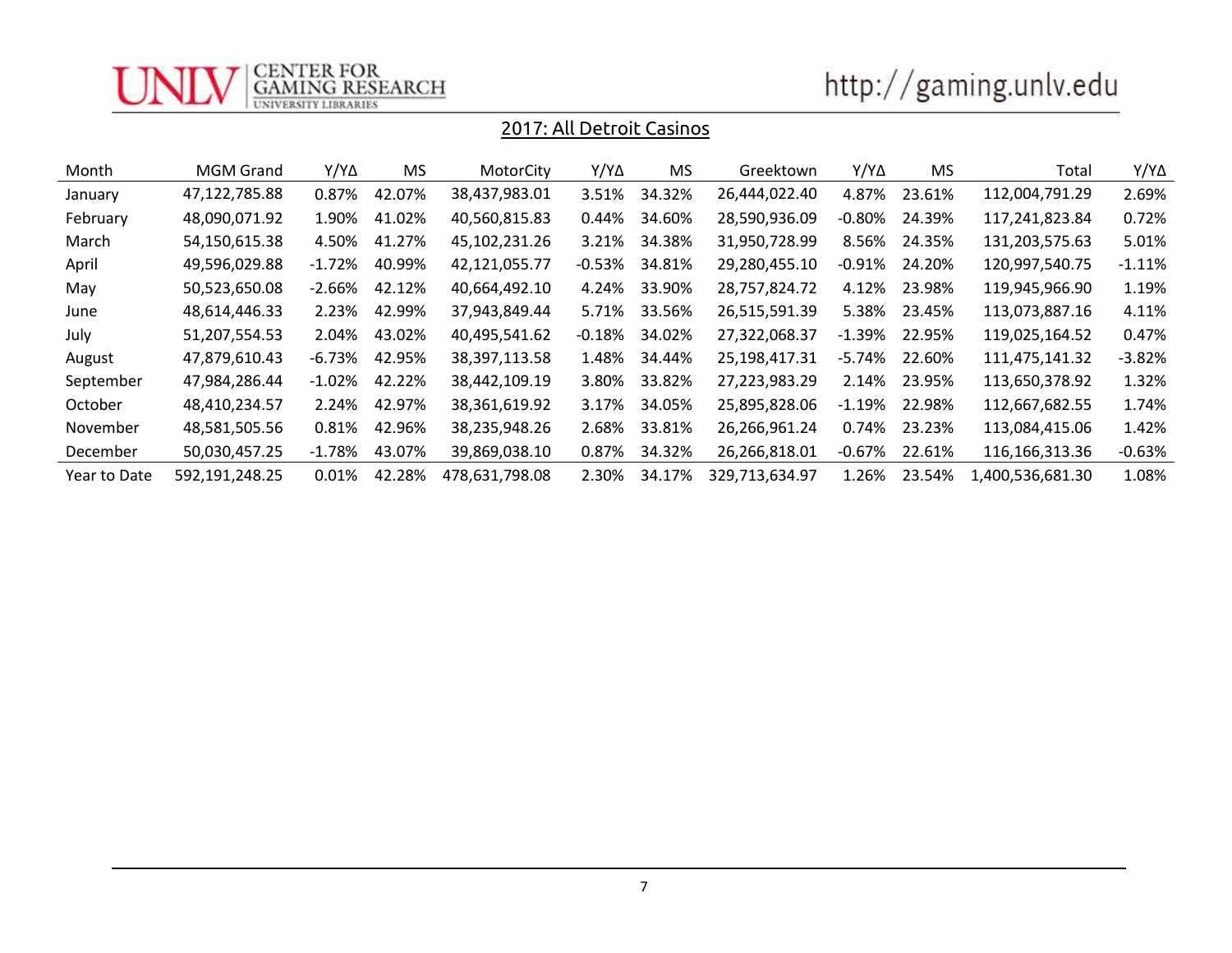## 2017: All Detroit Casinos

| Month | MGM Grand | Y/YΔ | MS | MotorCity | Y/YΔ | MS | Greektown | Y/YΔ | MS | Total | Y/YΔ |
|---|---|---|---|---|---|---|---|---|---|---|---|
| January | 47,122,785.88 | 0.87% | 42.07% | 38,437,983.01 | 3.51% | 34.32% | 26,444,022.40 | 4.87% | 23.61% | 112,004,791.29 | 2.69% |
| February | 48,090,071.92 | 1.90% | 41.02% | 40,560,815.83 | 0.44% | 34.60% | 28,590,936.09 | -0.80% | 24.39% | 117,241,823.84 | 0.72% |
| March | 54,150,615.38 | 4.50% | 41.27% | 45,102,231.26 | 3.21% | 34.38% | 31,950,728.99 | 8.56% | 24.35% | 131,203,575.63 | 5.01% |
| April | 49,596,029.88 | -1.72% | 40.99% | 42,121,055.77 | -0.53% | 34.81% | 29,280,455.10 | -0.91% | 24.20% | 120,997,540.75 | -1.11% |
| May | 50,523,650.08 | -2.66% | 42.12% | 40,664,492.10 | 4.24% | 33.90% | 28,757,824.72 | 4.12% | 23.98% | 119,945,966.90 | 1.19% |
| June | 48,614,446.33 | 2.23% | 42.99% | 37,943,849.44 | 5.71% | 33.56% | 26,515,591.39 | 5.38% | 23.45% | 113,073,887.16 | 4.11% |
| July | 51,207,554.53 | 2.04% | 43.02% | 40,495,541.62 | -0.18% | 34.02% | 27,322,068.37 | -1.39% | 22.95% | 119,025,164.52 | 0.47% |
| August | 47,879,610.43 | -6.73% | 42.95% | 38,397,113.58 | 1.48% | 34.44% | 25,198,417.31 | -5.74% | 22.60% | 111,475,141.32 | -3.82% |
| September | 47,984,286.44 | -1.02% | 42.22% | 38,442,109.19 | 3.80% | 33.82% | 27,223,983.29 | 2.14% | 23.95% | 113,650,378.92 | 1.32% |
| October | 48,410,234.57 | 2.24% | 42.97% | 38,361,619.92 | 3.17% | 34.05% | 25,895,828.06 | -1.19% | 22.98% | 112,667,682.55 | 1.74% |
| November | 48,581,505.56 | 0.81% | 42.96% | 38,235,948.26 | 2.68% | 33.81% | 26,266,961.24 | 0.74% | 23.23% | 113,084,415.06 | 1.42% |
| December | 50,030,457.25 | -1.78% | 43.07% | 39,869,038.10 | 0.87% | 34.32% | 26,266,818.01 | -0.67% | 22.61% | 116,166,313.36 | -0.63% |
| Year to Date | 592,191,248.25 | 0.01% | 42.28% | 478,631,798.08 | 2.30% | 34.17% | 329,713,634.97 | 1.26% | 23.54% | 1,400,536,681.30 | 1.08% |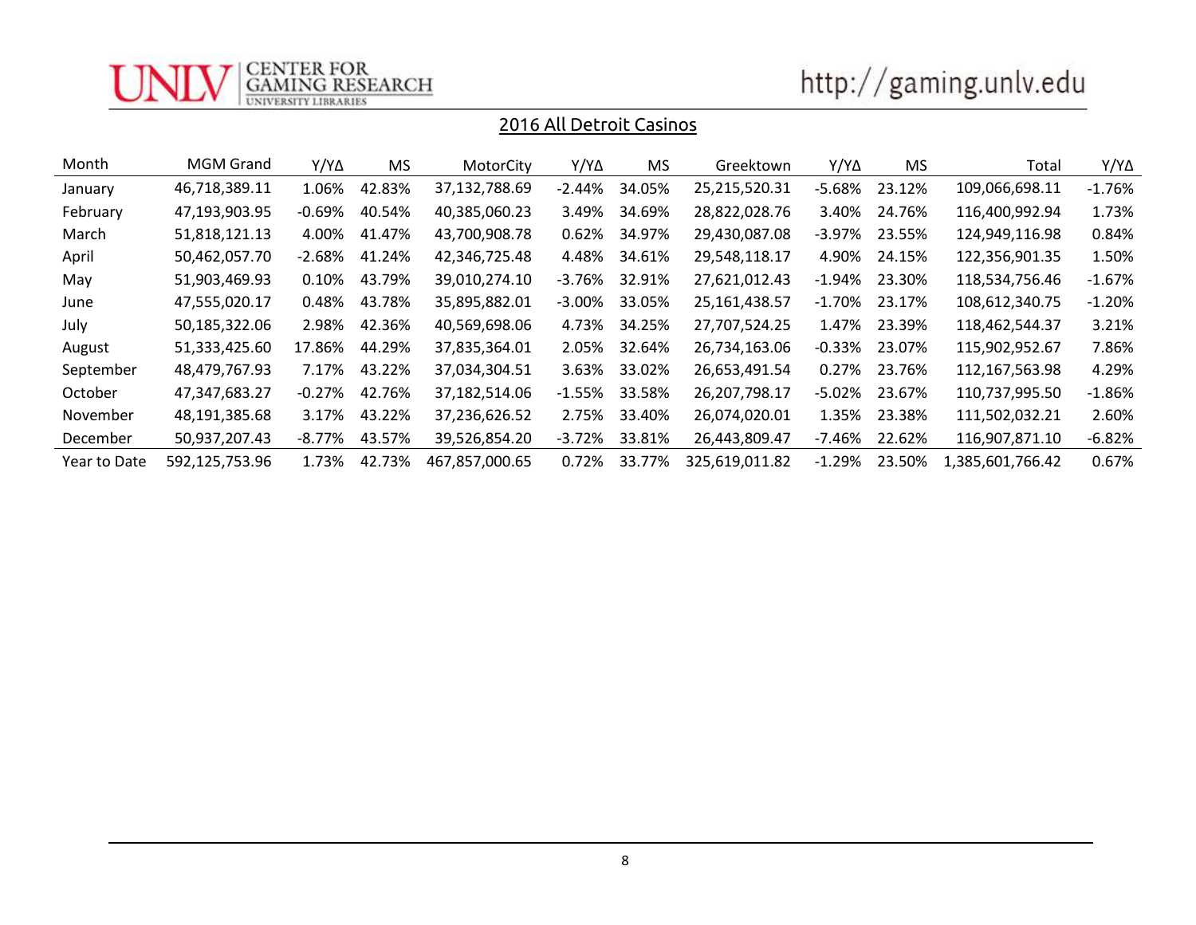## 2016 All Detroit Casinos

| Month | MGM Grand | Y/YΔ | MS | MotorCity | Y/YΔ | MS | Greektown | Y/YΔ | MS | Total | Y/YΔ |
|---|---|---|---|---|---|---|---|---|---|---|---|
| January | 46,718,389.11 | 1.06% | 42.83% | 37,132,788.69 | -2.44% | 34.05% | 25,215,520.31 | -5.68% | 23.12% | 109,066,698.11 | -1.76% |
| February | 47,193,903.95 | -0.69% | 40.54% | 40,385,060.23 | 3.49% | 34.69% | 28,822,028.76 | 3.40% | 24.76% | 116,400,992.94 | 1.73% |
| March | 51,818,121.13 | 4.00% | 41.47% | 43,700,908.78 | 0.62% | 34.97% | 29,430,087.08 | -3.97% | 23.55% | 124,949,116.98 | 0.84% |
| April | 50,462,057.70 | -2.68% | 41.24% | 42,346,725.48 | 4.48% | 34.61% | 29,548,118.17 | 4.90% | 24.15% | 122,356,901.35 | 1.50% |
| May | 51,903,469.93 | 0.10% | 43.79% | 39,010,274.10 | -3.76% | 32.91% | 27,621,012.43 | -1.94% | 23.30% | 118,534,756.46 | -1.67% |
| June | 47,555,020.17 | 0.48% | 43.78% | 35,895,882.01 | -3.00% | 33.05% | 25,161,438.57 | -1.70% | 23.17% | 108,612,340.75 | -1.20% |
| July | 50,185,322.06 | 2.98% | 42.36% | 40,569,698.06 | 4.73% | 34.25% | 27,707,524.25 | 1.47% | 23.39% | 118,462,544.37 | 3.21% |
| August | 51,333,425.60 | 17.86% | 44.29% | 37,835,364.01 | 2.05% | 32.64% | 26,734,163.06 | -0.33% | 23.07% | 115,902,952.67 | 7.86% |
| September | 48,479,767.93 | 7.17% | 43.22% | 37,034,304.51 | 3.63% | 33.02% | 26,653,491.54 | 0.27% | 23.76% | 112,167,563.98 | 4.29% |
| October | 47,347,683.27 | -0.27% | 42.76% | 37,182,514.06 | -1.55% | 33.58% | 26,207,798.17 | -5.02% | 23.67% | 110,737,995.50 | -1.86% |
| November | 48,191,385.68 | 3.17% | 43.22% | 37,236,626.52 | 2.75% | 33.40% | 26,074,020.01 | 1.35% | 23.38% | 111,502,032.21 | 2.60% |
| December | 50,937,207.43 | -8.77% | 43.57% | 39,526,854.20 | -3.72% | 33.81% | 26,443,809.47 | -7.46% | 22.62% | 116,907,871.10 | -6.82% |
| Year to Date | 592,125,753.96 | 1.73% | 42.73% | 467,857,000.65 | 0.72% | 33.77% | 325,619,011.82 | -1.29% | 23.50% | 1,385,601,766.42 | 0.67% |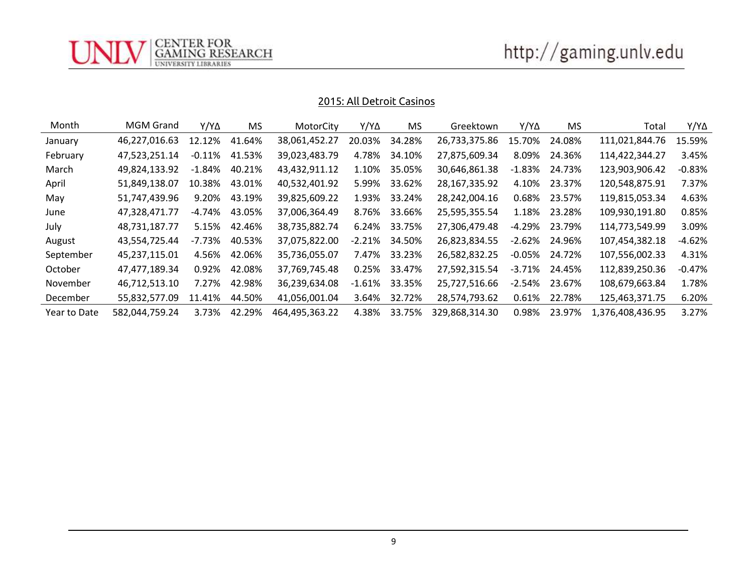## 2015: All Detroit Casinos

| Month | MGM Grand | Y/YΔ | MS | MotorCity | Y/YΔ | MS | Greektown | Y/YΔ | MS | Total | Y/YΔ |
|---|---|---|---|---|---|---|---|---|---|---|---|
| January | 46,227,016.63 | 12.12% | 41.64% | 38,061,452.27 | 20.03% | 34.28% | 26,733,375.86 | 15.70% | 24.08% | 111,021,844.76 | 15.59% |
| February | 47,523,251.14 | -0.11% | 41.53% | 39,023,483.79 | 4.78% | 34.10% | 27,875,609.34 | 8.09% | 24.36% | 114,422,344.27 | 3.45% |
| March | 49,824,133.92 | -1.84% | 40.21% | 43,432,911.12 | 1.10% | 35.05% | 30,646,861.38 | -1.83% | 24.73% | 123,903,906.42 | -0.83% |
| April | 51,849,138.07 | 10.38% | 43.01% | 40,532,401.92 | 5.99% | 33.62% | 28,167,335.92 | 4.10% | 23.37% | 120,548,875.91 | 7.37% |
| May | 51,747,439.96 | 9.20% | 43.19% | 39,825,609.22 | 1.93% | 33.24% | 28,242,004.16 | 0.68% | 23.57% | 119,815,053.34 | 4.63% |
| June | 47,328,471.77 | -4.74% | 43.05% | 37,006,364.49 | 8.76% | 33.66% | 25,595,355.54 | 1.18% | 23.28% | 109,930,191.80 | 0.85% |
| July | 48,731,187.77 | 5.15% | 42.46% | 38,735,882.74 | 6.24% | 33.75% | 27,306,479.48 | -4.29% | 23.79% | 114,773,549.99 | 3.09% |
| August | 43,554,725.44 | -7.73% | 40.53% | 37,075,822.00 | -2.21% | 34.50% | 26,823,834.55 | -2.62% | 24.96% | 107,454,382.18 | -4.62% |
| September | 45,237,115.01 | 4.56% | 42.06% | 35,736,055.07 | 7.47% | 33.23% | 26,582,832.25 | -0.05% | 24.72% | 107,556,002.33 | 4.31% |
| October | 47,477,189.34 | 0.92% | 42.08% | 37,769,745.48 | 0.25% | 33.47% | 27,592,315.54 | -3.71% | 24.45% | 112,839,250.36 | -0.47% |
| November | 46,712,513.10 | 7.27% | 42.98% | 36,239,634.08 | -1.61% | 33.35% | 25,727,516.66 | -2.54% | 23.67% | 108,679,663.84 | 1.78% |
| December | 55,832,577.09 | 11.41% | 44.50% | 41,056,001.04 | 3.64% | 32.72% | 28,574,793.62 | 0.61% | 22.78% | 125,463,371.75 | 6.20% |
| Year to Date | 582,044,759.24 | 3.73% | 42.29% | 464,495,363.22 | 4.38% | 33.75% | 329,868,314.30 | 0.98% | 23.97% | 1,376,408,436.95 | 3.27% |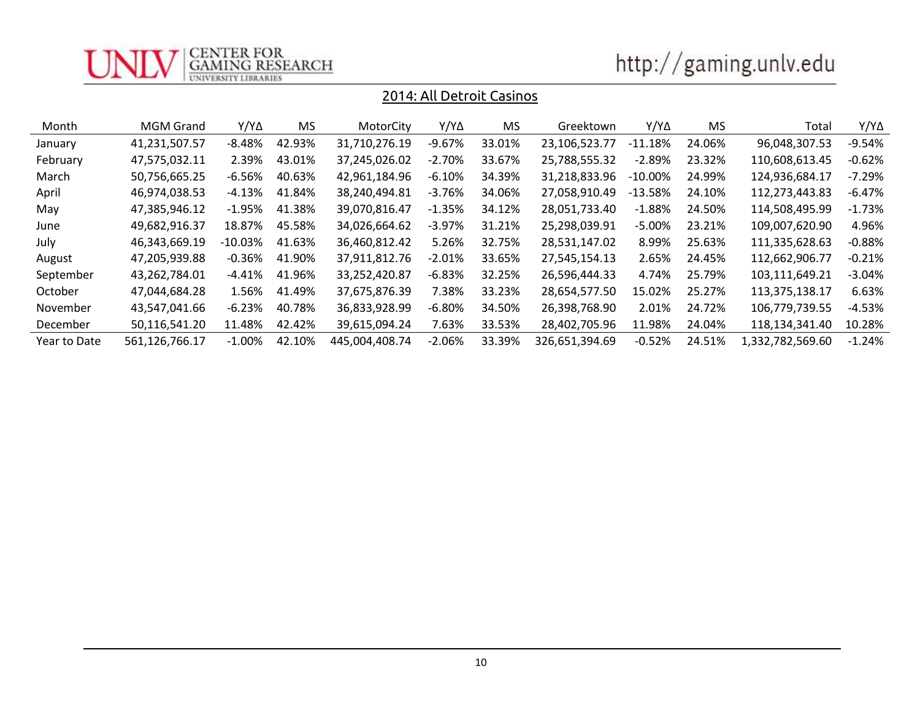## 2014: All Detroit Casinos

| Month | MGM Grand | Y/YΔ | MS | MotorCity | Y/YΔ | MS | Greektown | Y/YΔ | MS | Total | Y/YΔ |
|---|---|---|---|---|---|---|---|---|---|---|---|
| January | 41,231,507.57 | -8.48% | 42.93% | 31,710,276.19 | -9.67% | 33.01% | 23,106,523.77 | -11.18% | 24.06% | 96,048,307.53 | -9.54% |
| February | 47,575,032.11 | 2.39% | 43.01% | 37,245,026.02 | -2.70% | 33.67% | 25,788,555.32 | -2.89% | 23.32% | 110,608,613.45 | -0.62% |
| March | 50,756,665.25 | -6.56% | 40.63% | 42,961,184.96 | -6.10% | 34.39% | 31,218,833.96 | -10.00% | 24.99% | 124,936,684.17 | -7.29% |
| April | 46,974,038.53 | -4.13% | 41.84% | 38,240,494.81 | -3.76% | 34.06% | 27,058,910.49 | -13.58% | 24.10% | 112,273,443.83 | -6.47% |
| May | 47,385,946.12 | -1.95% | 41.38% | 39,070,816.47 | -1.35% | 34.12% | 28,051,733.40 | -1.88% | 24.50% | 114,508,495.99 | -1.73% |
| June | 49,682,916.37 | 18.87% | 45.58% | 34,026,664.62 | -3.97% | 31.21% | 25,298,039.91 | -5.00% | 23.21% | 109,007,620.90 | 4.96% |
| July | 46,343,669.19 | -10.03% | 41.63% | 36,460,812.42 | 5.26% | 32.75% | 28,531,147.02 | 8.99% | 25.63% | 111,335,628.63 | -0.88% |
| August | 47,205,939.88 | -0.36% | 41.90% | 37,911,812.76 | -2.01% | 33.65% | 27,545,154.13 | 2.65% | 24.45% | 112,662,906.77 | -0.21% |
| September | 43,262,784.01 | -4.41% | 41.96% | 33,252,420.87 | -6.83% | 32.25% | 26,596,444.33 | 4.74% | 25.79% | 103,111,649.21 | -3.04% |
| October | 47,044,684.28 | 1.56% | 41.49% | 37,675,876.39 | 7.38% | 33.23% | 28,654,577.50 | 15.02% | 25.27% | 113,375,138.17 | 6.63% |
| November | 43,547,041.66 | -6.23% | 40.78% | 36,833,928.99 | -6.80% | 34.50% | 26,398,768.90 | 2.01% | 24.72% | 106,779,739.55 | -4.53% |
| December | 50,116,541.20 | 11.48% | 42.42% | 39,615,094.24 | 7.63% | 33.53% | 28,402,705.96 | 11.98% | 24.04% | 118,134,341.40 | 10.28% |
| Year to Date | 561,126,766.17 | -1.00% | 42.10% | 445,004,408.74 | -2.06% | 33.39% | 326,651,394.69 | -0.52% | 24.51% | 1,332,782,569.60 | -1.24% |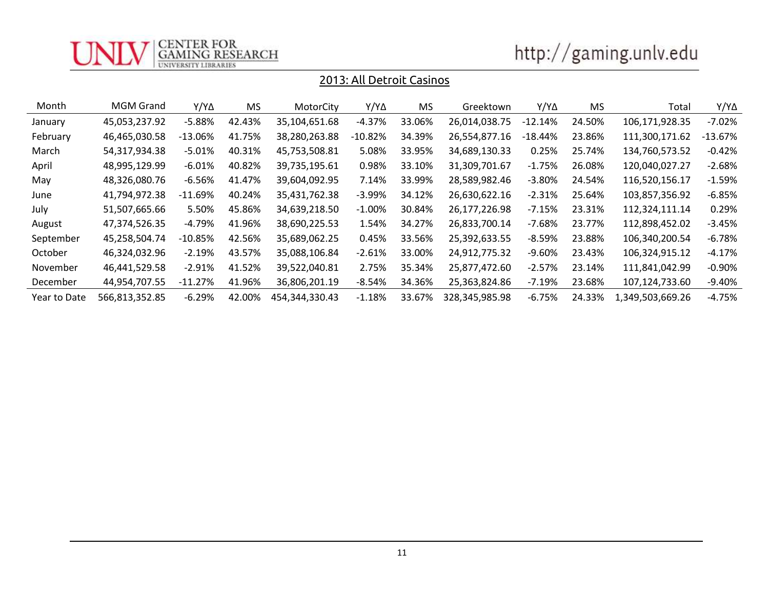## 2013: All Detroit Casinos

| Month | MGM Grand | Y/YΔ | MS | MotorCity | Y/YΔ | MS | Greektown | Y/YΔ | MS | Total | Y/YΔ |
|---|---|---|---|---|---|---|---|---|---|---|---|
| January | 45,053,237.92 | -5.88% | 42.43% | 35,104,651.68 | -4.37% | 33.06% | 26,014,038.75 | -12.14% | 24.50% | 106,171,928.35 | -7.02% |
| February | 46,465,030.58 | -13.06% | 41.75% | 38,280,263.88 | -10.82% | 34.39% | 26,554,877.16 | -18.44% | 23.86% | 111,300,171.62 | -13.67% |
| March | 54,317,934.38 | -5.01% | 40.31% | 45,753,508.81 | 5.08% | 33.95% | 34,689,130.33 | 0.25% | 25.74% | 134,760,573.52 | -0.42% |
| April | 48,995,129.99 | -6.01% | 40.82% | 39,735,195.61 | 0.98% | 33.10% | 31,309,701.67 | -1.75% | 26.08% | 120,040,027.27 | -2.68% |
| May | 48,326,080.76 | -6.56% | 41.47% | 39,604,092.95 | 7.14% | 33.99% | 28,589,982.46 | -3.80% | 24.54% | 116,520,156.17 | -1.59% |
| June | 41,794,972.38 | -11.69% | 40.24% | 35,431,762.38 | -3.99% | 34.12% | 26,630,622.16 | -2.31% | 25.64% | 103,857,356.92 | -6.85% |
| July | 51,507,665.66 | 5.50% | 45.86% | 34,639,218.50 | -1.00% | 30.84% | 26,177,226.98 | -7.15% | 23.31% | 112,324,111.14 | 0.29% |
| August | 47,374,526.35 | -4.79% | 41.96% | 38,690,225.53 | 1.54% | 34.27% | 26,833,700.14 | -7.68% | 23.77% | 112,898,452.02 | -3.45% |
| September | 45,258,504.74 | -10.85% | 42.56% | 35,689,062.25 | 0.45% | 33.56% | 25,392,633.55 | -8.59% | 23.88% | 106,340,200.54 | -6.78% |
| October | 46,324,032.96 | -2.19% | 43.57% | 35,088,106.84 | -2.61% | 33.00% | 24,912,775.32 | -9.60% | 23.43% | 106,324,915.12 | -4.17% |
| November | 46,441,529.58 | -2.91% | 41.52% | 39,522,040.81 | 2.75% | 35.34% | 25,877,472.60 | -2.57% | 23.14% | 111,841,042.99 | -0.90% |
| December | 44,954,707.55 | -11.27% | 41.96% | 36,806,201.19 | -8.54% | 34.36% | 25,363,824.86 | -7.19% | 23.68% | 107,124,733.60 | -9.40% |
| Year to Date | 566,813,352.85 | -6.29% | 42.00% | 454,344,330.43 | -1.18% | 33.67% | 328,345,985.98 | -6.75% | 24.33% | 1,349,503,669.26 | -4.75% |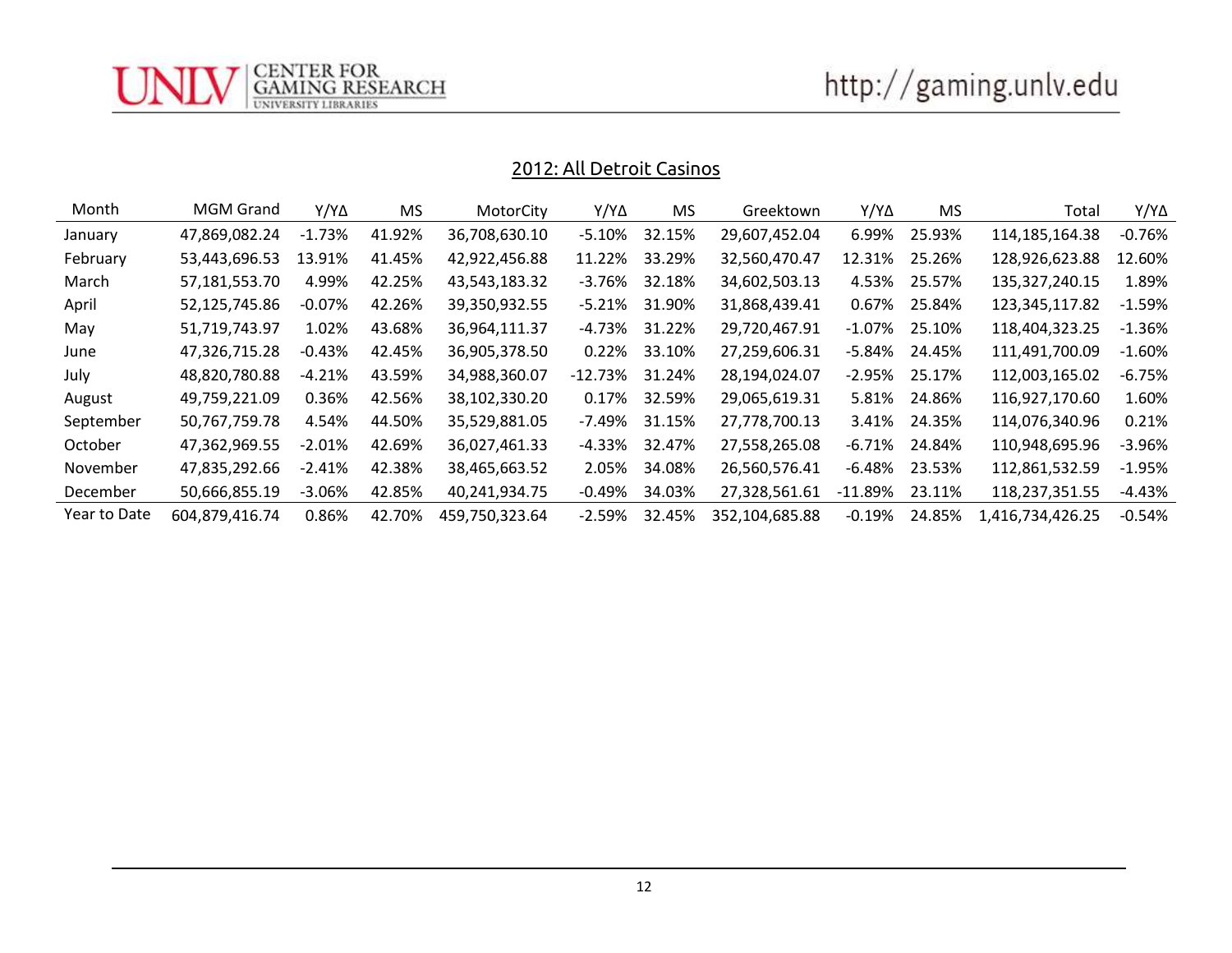## 2012: All Detroit Casinos

| Month | MGM Grand | Y/YΔ | MS | MotorCity | Y/YΔ | MS | Greektown | Y/YΔ | MS | Total | Y/YΔ |
|---|---|---|---|---|---|---|---|---|---|---|---|
| January | 47,869,082.24 | -1.73% | 41.92% | 36,708,630.10 | -5.10% | 32.15% | 29,607,452.04 | 6.99% | 25.93% | 114,185,164.38 | -0.76% |
| February | 53,443,696.53 | 13.91% | 41.45% | 42,922,456.88 | 11.22% | 33.29% | 32,560,470.47 | 12.31% | 25.26% | 128,926,623.88 | 12.60% |
| March | 57,181,553.70 | 4.99% | 42.25% | 43,543,183.32 | -3.76% | 32.18% | 34,602,503.13 | 4.53% | 25.57% | 135,327,240.15 | 1.89% |
| April | 52,125,745.86 | -0.07% | 42.26% | 39,350,932.55 | -5.21% | 31.90% | 31,868,439.41 | 0.67% | 25.84% | 123,345,117.82 | -1.59% |
| May | 51,719,743.97 | 1.02% | 43.68% | 36,964,111.37 | -4.73% | 31.22% | 29,720,467.91 | -1.07% | 25.10% | 118,404,323.25 | -1.36% |
| June | 47,326,715.28 | -0.43% | 42.45% | 36,905,378.50 | 0.22% | 33.10% | 27,259,606.31 | -5.84% | 24.45% | 111,491,700.09 | -1.60% |
| July | 48,820,780.88 | -4.21% | 43.59% | 34,988,360.07 | -12.73% | 31.24% | 28,194,024.07 | -2.95% | 25.17% | 112,003,165.02 | -6.75% |
| August | 49,759,221.09 | 0.36% | 42.56% | 38,102,330.20 | 0.17% | 32.59% | 29,065,619.31 | 5.81% | 24.86% | 116,927,170.60 | 1.60% |
| September | 50,767,759.78 | 4.54% | 44.50% | 35,529,881.05 | -7.49% | 31.15% | 27,778,700.13 | 3.41% | 24.35% | 114,076,340.96 | 0.21% |
| October | 47,362,969.55 | -2.01% | 42.69% | 36,027,461.33 | -4.33% | 32.47% | 27,558,265.08 | -6.71% | 24.84% | 110,948,695.96 | -3.96% |
| November | 47,835,292.66 | -2.41% | 42.38% | 38,465,663.52 | 2.05% | 34.08% | 26,560,576.41 | -6.48% | 23.53% | 112,861,532.59 | -1.95% |
| December | 50,666,855.19 | -3.06% | 42.85% | 40,241,934.75 | -0.49% | 34.03% | 27,328,561.61 | -11.89% | 23.11% | 118,237,351.55 | -4.43% |
| Year to Date | 604,879,416.74 | 0.86% | 42.70% | 459,750,323.64 | -2.59% | 32.45% | 352,104,685.88 | -0.19% | 24.85% | 1,416,734,426.25 | -0.54% |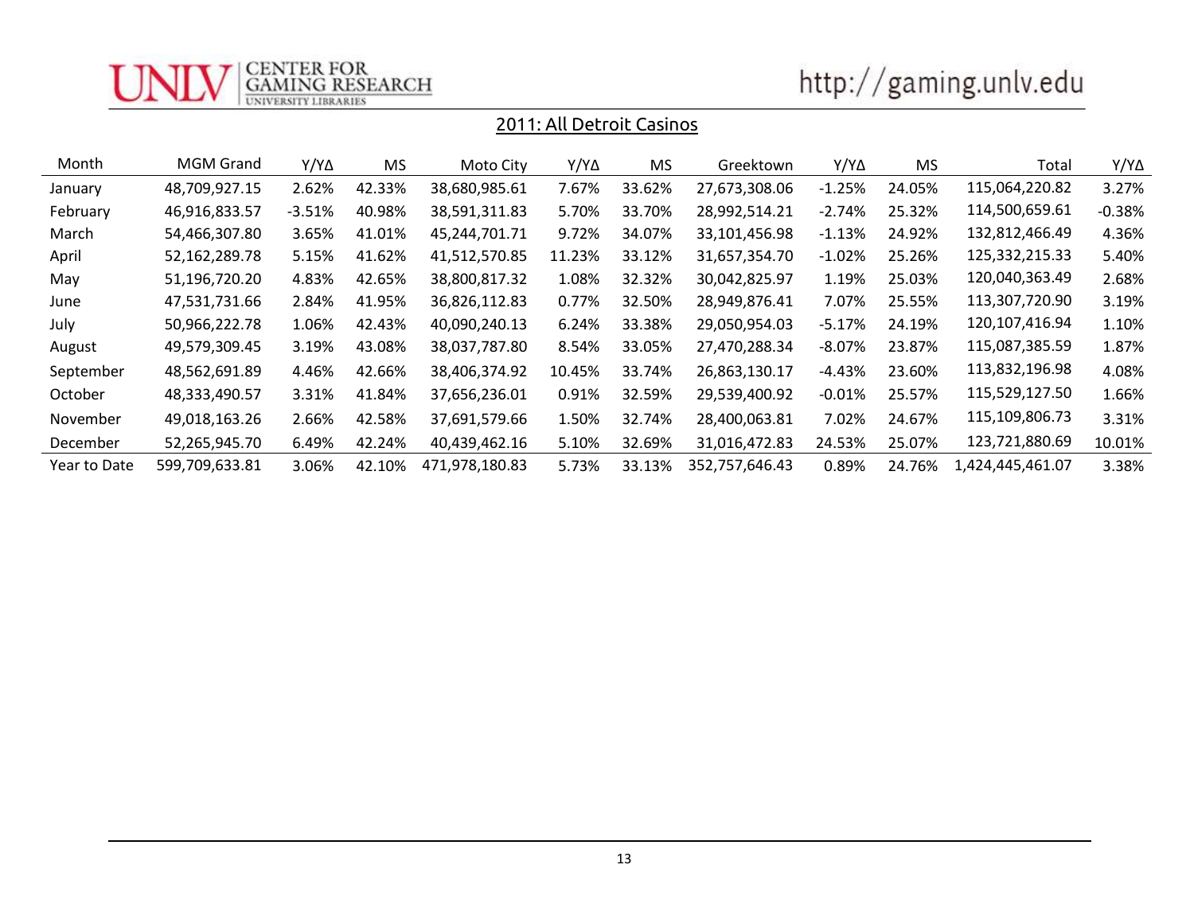## 2011: All Detroit Casinos

| Month | MGM Grand | Y/YΔ | MS | Moto City | Y/YΔ | MS | Greektown | Y/YΔ | MS | Total | Y/YΔ |
|---|---|---|---|---|---|---|---|---|---|---|---|
| January | 48,709,927.15 | 2.62% | 42.33% | 38,680,985.61 | 7.67% | 33.62% | 27,673,308.06 | -1.25% | 24.05% | 115,064,220.82 | 3.27% |
| February | 46,916,833.57 | -3.51% | 40.98% | 38,591,311.83 | 5.70% | 33.70% | 28,992,514.21 | -2.74% | 25.32% | 114,500,659.61 | -0.38% |
| March | 54,466,307.80 | 3.65% | 41.01% | 45,244,701.71 | 9.72% | 34.07% | 33,101,456.98 | -1.13% | 24.92% | 132,812,466.49 | 4.36% |
| April | 52,162,289.78 | 5.15% | 41.62% | 41,512,570.85 | 11.23% | 33.12% | 31,657,354.70 | -1.02% | 25.26% | 125,332,215.33 | 5.40% |
| May | 51,196,720.20 | 4.83% | 42.65% | 38,800,817.32 | 1.08% | 32.32% | 30,042,825.97 | 1.19% | 25.03% | 120,040,363.49 | 2.68% |
| June | 47,531,731.66 | 2.84% | 41.95% | 36,826,112.83 | 0.77% | 32.50% | 28,949,876.41 | 7.07% | 25.55% | 113,307,720.90 | 3.19% |
| July | 50,966,222.78 | 1.06% | 42.43% | 40,090,240.13 | 6.24% | 33.38% | 29,050,954.03 | -5.17% | 24.19% | 120,107,416.94 | 1.10% |
| August | 49,579,309.45 | 3.19% | 43.08% | 38,037,787.80 | 8.54% | 33.05% | 27,470,288.34 | -8.07% | 23.87% | 115,087,385.59 | 1.87% |
| September | 48,562,691.89 | 4.46% | 42.66% | 38,406,374.92 | 10.45% | 33.74% | 26,863,130.17 | -4.43% | 23.60% | 113,832,196.98 | 4.08% |
| October | 48,333,490.57 | 3.31% | 41.84% | 37,656,236.01 | 0.91% | 32.59% | 29,539,400.92 | -0.01% | 25.57% | 115,529,127.50 | 1.66% |
| November | 49,018,163.26 | 2.66% | 42.58% | 37,691,579.66 | 1.50% | 32.74% | 28,400,063.81 | 7.02% | 24.67% | 115,109,806.73 | 3.31% |
| December | 52,265,945.70 | 6.49% | 42.24% | 40,439,462.16 | 5.10% | 32.69% | 31,016,472.83 | 24.53% | 25.07% | 123,721,880.69 | 10.01% |
| Year to Date | 599,709,633.81 | 3.06% | 42.10% | 471,978,180.83 | 5.73% | 33.13% | 352,757,646.43 | 0.89% | 24.76% | 1,424,445,461.07 | 3.38% |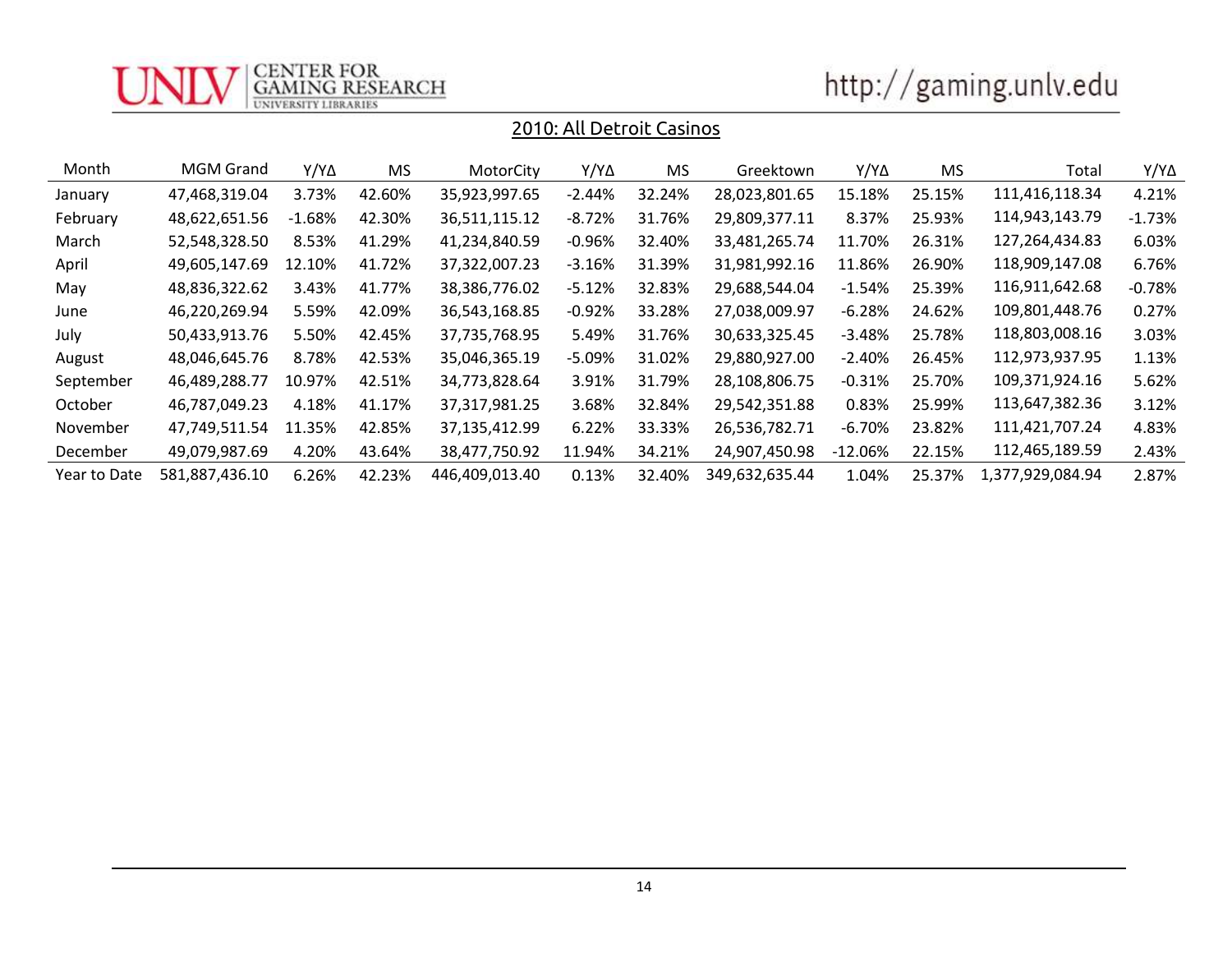## 2010: All Detroit Casinos

| Month | MGM Grand | Y/YΔ | MS | MotorCity | Y/YΔ | MS | Greektown | Y/YΔ | MS | Total | Y/YΔ |
|---|---|---|---|---|---|---|---|---|---|---|---|
| January | 47,468,319.04 | 3.73% | 42.60% | 35,923,997.65 | -2.44% | 32.24% | 28,023,801.65 | 15.18% | 25.15% | 111,416,118.34 | 4.21% |
| February | 48,622,651.56 | -1.68% | 42.30% | 36,511,115.12 | -8.72% | 31.76% | 29,809,377.11 | 8.37% | 25.93% | 114,943,143.79 | -1.73% |
| March | 52,548,328.50 | 8.53% | 41.29% | 41,234,840.59 | -0.96% | 32.40% | 33,481,265.74 | 11.70% | 26.31% | 127,264,434.83 | 6.03% |
| April | 49,605,147.69 | 12.10% | 41.72% | 37,322,007.23 | -3.16% | 31.39% | 31,981,992.16 | 11.86% | 26.90% | 118,909,147.08 | 6.76% |
| May | 48,836,322.62 | 3.43% | 41.77% | 38,386,776.02 | -5.12% | 32.83% | 29,688,544.04 | -1.54% | 25.39% | 116,911,642.68 | -0.78% |
| June | 46,220,269.94 | 5.59% | 42.09% | 36,543,168.85 | -0.92% | 33.28% | 27,038,009.97 | -6.28% | 24.62% | 109,801,448.76 | 0.27% |
| July | 50,433,913.76 | 5.50% | 42.45% | 37,735,768.95 | 5.49% | 31.76% | 30,633,325.45 | -3.48% | 25.78% | 118,803,008.16 | 3.03% |
| August | 48,046,645.76 | 8.78% | 42.53% | 35,046,365.19 | -5.09% | 31.02% | 29,880,927.00 | -2.40% | 26.45% | 112,973,937.95 | 1.13% |
| September | 46,489,288.77 | 10.97% | 42.51% | 34,773,828.64 | 3.91% | 31.79% | 28,108,806.75 | -0.31% | 25.70% | 109,371,924.16 | 5.62% |
| October | 46,787,049.23 | 4.18% | 41.17% | 37,317,981.25 | 3.68% | 32.84% | 29,542,351.88 | 0.83% | 25.99% | 113,647,382.36 | 3.12% |
| November | 47,749,511.54 | 11.35% | 42.85% | 37,135,412.99 | 6.22% | 33.33% | 26,536,782.71 | -6.70% | 23.82% | 111,421,707.24 | 4.83% |
| December | 49,079,987.69 | 4.20% | 43.64% | 38,477,750.92 | 11.94% | 34.21% | 24,907,450.98 | -12.06% | 22.15% | 112,465,189.59 | 2.43% |
| Year to Date | 581,887,436.10 | 6.26% | 42.23% | 446,409,013.40 | 0.13% | 32.40% | 349,632,635.44 | 1.04% | 25.37% | 1,377,929,084.94 | 2.87% |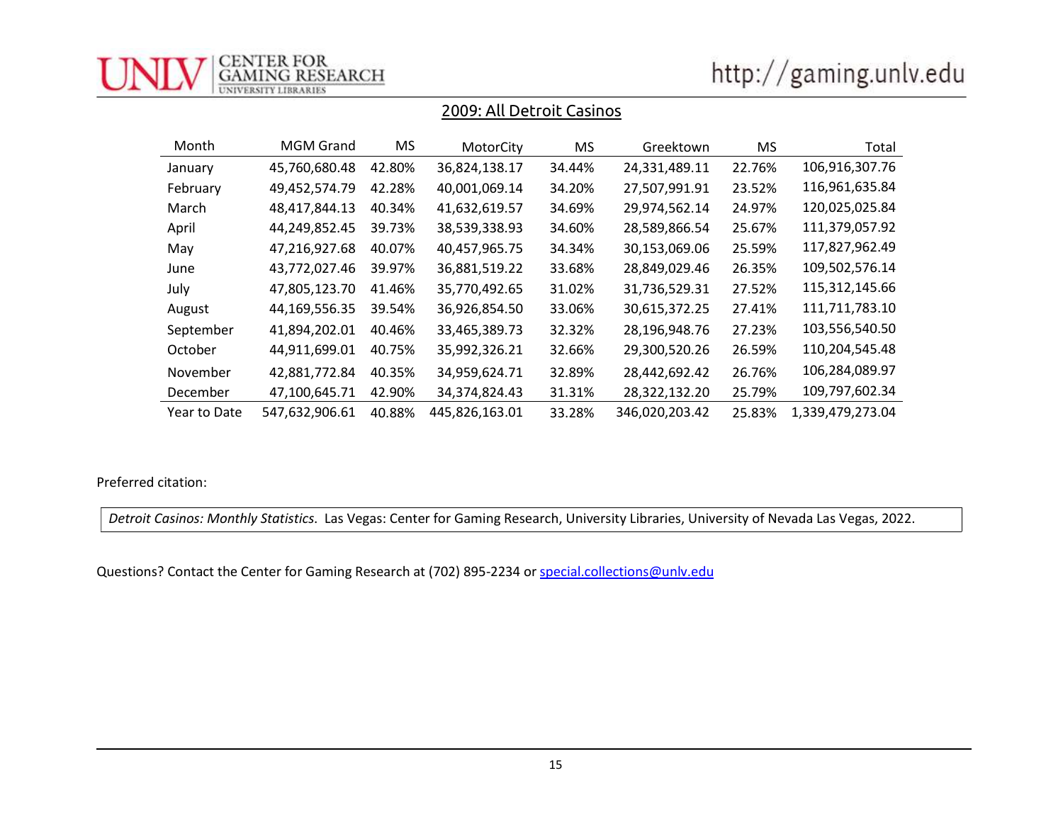## 2009: All Detroit Casinos

| Month | MGM Grand | MS | MotorCity | MS | Greektown | MS | Total |
|---|---|---|---|---|---|---|---|
| January | 45,760,680.48 | 42.80% | 36,824,138.17 | 34.44% | 24,331,489.11 | 22.76% | 106,916,307.76 |
| February | 49,452,574.79 | 42.28% | 40,001,069.14 | 34.20% | 27,507,991.91 | 23.52% | 116,961,635.84 |
| March | 48,417,844.13 | 40.34% | 41,632,619.57 | 34.69% | 29,974,562.14 | 24.97% | 120,025,025.84 |
| April | 44,249,852.45 | 39.73% | 38,539,338.93 | 34.60% | 28,589,866.54 | 25.67% | 111,379,057.92 |
| May | 47,216,927.68 | 40.07% | 40,457,965.75 | 34.34% | 30,153,069.06 | 25.59% | 117,827,962.49 |
| June | 43,772,027.46 | 39.97% | 36,881,519.22 | 33.68% | 28,849,029.46 | 26.35% | 109,502,576.14 |
| July | 47,805,123.70 | 41.46% | 35,770,492.65 | 31.02% | 31,736,529.31 | 27.52% | 115,312,145.66 |
| August | 44,169,556.35 | 39.54% | 36,926,854.50 | 33.06% | 30,615,372.25 | 27.41% | 111,711,783.10 |
| September | 41,894,202.01 | 40.46% | 33,465,389.73 | 32.32% | 28,196,948.76 | 27.23% | 103,556,540.50 |
| October | 44,911,699.01 | 40.75% | 35,992,326.21 | 32.66% | 29,300,520.26 | 26.59% | 110,204,545.48 |
| November | 42,881,772.84 | 40.35% | 34,959,624.71 | 32.89% | 28,442,692.42 | 26.76% | 106,284,089.97 |
| December | 47,100,645.71 | 42.90% | 34,374,824.43 | 31.31% | 28,322,132.20 | 25.79% | 109,797,602.34 |
| Year to Date | 547,632,906.61 | 40.88% | 445,826,163.01 | 33.28% | 346,020,203.42 | 25.83% | 1,339,479,273.04 |

Preferred citation:

*Detroit Casinos: Monthly Statistics.* Las Vegas: Center for Gaming Research, University Libraries, University of Nevada Las Vegas, 2022.

Questions? Contact the Center for Gaming Research at (702) 895-2234 or special.collections@unlv.edu